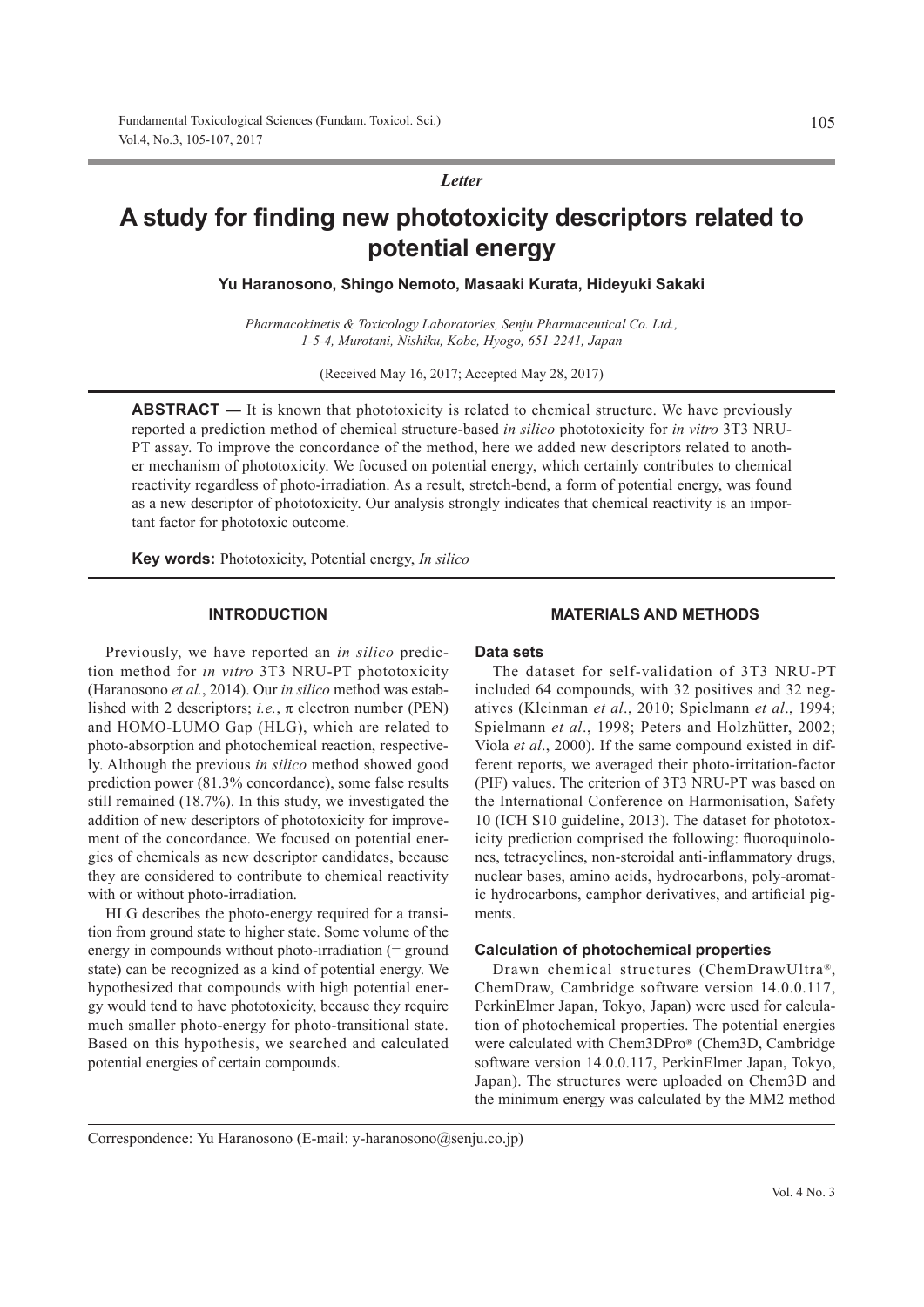*Letter*

# A study for finding new phototoxicity descriptors related to potential energy

**Yu Haranosono, Shingo Nemoto, Masaaki Kurata, Hideyuki Sakaki**

*Pharmacokinetis & Toxicology Laboratories, Senju Pharmaceutical Co. Ltd., 1-5-4, Murotani, Nishiku, Kobe, Hyogo, 651-2241, Japan*

(Received May 16, 2017; Accepted May 28, 2017)

**ABSTRACT —** It is known that phototoxicity is related to chemical structure. We have previously reported a prediction method of chemical structure-based *in silico* phototoxicity for *in vitro* 3T3 NRU-PT assay. To improve the concordance of the method, here we added new descriptors related to another mechanism of phototoxicity. We focused on potential energy, which certainly contributes to chemical reactivity regardless of photo-irradiation. As a result, stretch-bend, a form of potential energy, was found as a new descriptor of phototoxicity. Our analysis strongly indicates that chemical reactivity is an important factor for phototoxic outcome.

**Key words:** Phototoxicity, Potential energy, *In silico*

## INTRODUCTION

Previously, we have reported an *in silico* prediction method for *in vitro* 3T3 NRU-PT phototoxicity (Haranosono *et al.*, 2014). Our *in silico* method was established with 2 descriptors; *i.e.*, π electron number (PEN) and HOMO-LUMO Gap (HLG), which are related to photo-absorption and photochemical reaction, respectively. Although the previous *in silico* method showed good prediction power (81.3% concordance), some false results still remained (18.7%). In this study, we investigated the addition of new descriptors of phototoxicity for improvement of the concordance. We focused on potential energies of chemicals as new descriptor candidates, because they are considered to contribute to chemical reactivity with or without photo-irradiation.

HLG describes the photo-energy required for a transition from ground state to higher state. Some volume of the energy in compounds without photo-irradiation (= ground state) can be recognized as a kind of potential energy. We hypothesized that compounds with high potential energy would tend to have phototoxicity, because they require much smaller photo-energy for photo-transitional state. Based on this hypothesis, we searched and calculated potential energies of certain compounds.

## MATERIALS AND METHODS

### Data sets

The dataset for self-validation of 3T3 NRU-PT included 64 compounds, with 32 positives and 32 negatives (Kleinman *et al*., 2010; Spielmann *et al*., 1994; Spielmann *et al*., 1998; Peters and Holzhütter, 2002; Viola *et al*., 2000). If the same compound existed in different reports, we averaged their photo-irritation-factor (PIF) values. The criterion of 3T3 NRU-PT was based on the International Conference on Harmonisation, Safety 10 (ICH S10 guideline, 2013). The dataset for phototoxicity prediction comprised the following: fluoroquinolones, tetracyclines, non-steroidal anti-inflammatory drugs, nuclear bases, amino acids, hydrocarbons, poly-aromatic hydrocarbons, camphor derivatives, and artificial pigments.

### Calculation of photochemical properties

Drawn chemical structures (ChemDrawUltra®, ChemDraw, Cambridge software version 14.0.0.117, PerkinElmer Japan, Tokyo, Japan) were used for calculation of photochemical properties. The potential energies were calculated with Chem3DPro® (Chem3D, Cambridge software version 14.0.0.117, PerkinElmer Japan, Tokyo, Japan). The structures were uploaded on Chem3D and the minimum energy was calculated by the MM2 method

Correspondence: Yu Haranosono (E-mail: y-haranosono@senju.co.jp)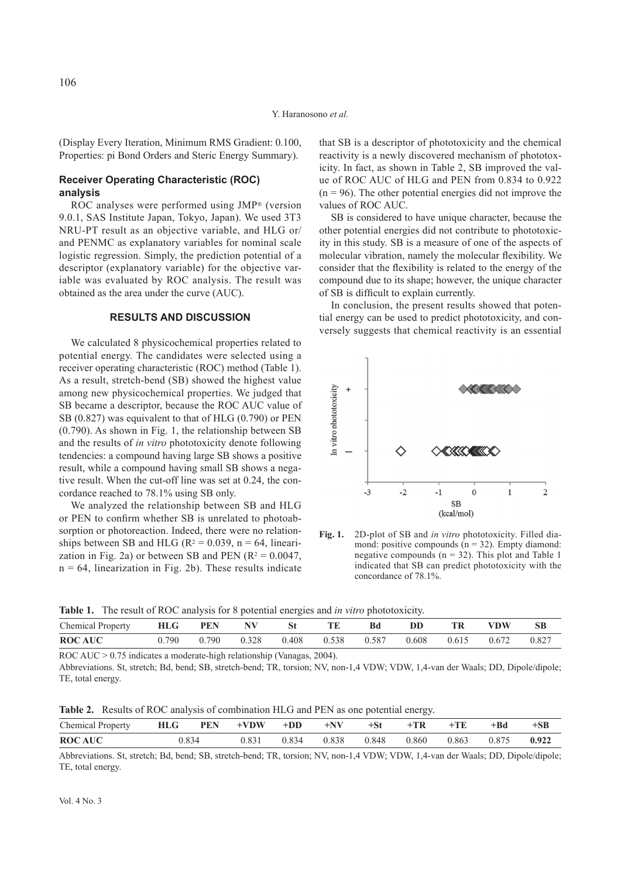(Display Every Iteration, Minimum RMS Gradient: 0.100, Properties: pi Bond Orders and Steric Energy Summary).

### Receiver Operating Characteristic (ROC) analysis

ROC analyses were performed using JMP® (version 9.0.1, SAS Institute Japan, Tokyo, Japan). We used 3T3 NRU-PT result as an objective variable, and HLG or/and PENMC as explanatory variables for nominal scale logistic regression. Simply, the prediction potential of a descriptor (explanatory variable) for the objective variable was evaluated by ROC analysis. The result was obtained as the area under the curve (AUC).

## RESULTS AND DISCUSSION

We calculated 8 physicochemical properties related to potential energy. The candidates were selected using a receiver operating characteristic (ROC) method (Table 1). As a result, stretch-bend (SB) showed the highest value among new physicochemical properties. We judged that SB became a descriptor, because the ROC AUC value of SB (0.827) was equivalent to that of HLG (0.790) or PEN (0.790). As shown in Fig. 1, the relationship between SB and the results of *in vitro* phototoxicity denote following tendencies: a compound having large SB shows a positive result, while a compound having small SB shows a negative result. When the cut-off line was set at 0.24, the concordance reached to 78.1% using SB only.

We analyzed the relationship between SB and HLG or PEN to confirm whether SB is unrelated to photoabsorption or photoreaction. Indeed, there were no relationships between SB and HLG ($R^2 = 0.039$, n = 64, linearization in Fig. 2a) or between SB and PEN ($R^2 = 0.0047$, n = 64, linearization in Fig. 2b). These results indicate that SB is a descriptor of phototoxicity and the chemical reactivity is a newly discovered mechanism of phototoxicity. In fact, as shown in Table 2, SB improved the value of ROC AUC of HLG and PEN from 0.834 to 0.922 (n = 96). The other potential energies did not improve the values of ROC AUC.

SB is considered to have unique character, because the other potential energies did not contribute to phototoxicity in this study. SB is a measure of one of the aspects of molecular vibration, namely the molecular flexibility. We consider that the flexibility is related to the energy of the compound due to its shape; however, the unique character of SB is difficult to explain currently.

In conclusion, the present results showed that potential energy can be used to predict phototoxicity, and conversely suggests that chemical reactivity is an essential

**Fig. 1.** 2D-plot of SB and *in vitro* phototoxicity. Filled diamond: positive compounds (n = 32). Empty diamond: negative compounds (n = 32). This plot and Table 1 indicated that SB can predict phototoxicity with the concordance of 78.1%.

**Table 1.** The result of ROC analysis for 8 potential energies and *in vitro* phototoxicity.

| Chemical Property | HLG | PEN | NV | St | TE | Bd | DD | TR | VDW | SB |
|---|---|---|---|---|---|---|---|---|---|---|
| **ROC AUC** | 0.790 | 0.790 | 0.328 | 0.408 | 0.538 | 0.587 | 0.608 | 0.615 | 0.672 | 0.827 |

ROC AUC > 0.75 indicates a moderate-high relationship (Vanagas, 2004).

Abbreviations. St, stretch; Bd, bend; SB, stretch-bend; TR, torsion; NV, non-1,4 VDW; VDW, 1,4-van der Waals; DD, Dipole/dipole; TE, total energy.

**Table 2.** Results of ROC analysis of combination HLG and PEN as one potential energy.

| Chemical Property | HLG | PEN | +VDW | +DD | +NV | +St | +TR | +TE | +Bd | +SB |
|---|---|---|---|---|---|---|---|---|---|---|
| **ROC AUC** | 0.834 | | 0.831 | 0.834 | 0.838 | 0.848 | 0.860 | 0.863 | 0.875 | **0.922** |

Abbreviations. St, stretch; Bd, bend; SB, stretch-bend; TR, torsion; NV, non-1,4 VDW; VDW, 1,4-van der Waals; DD, Dipole/dipole; TE, total energy.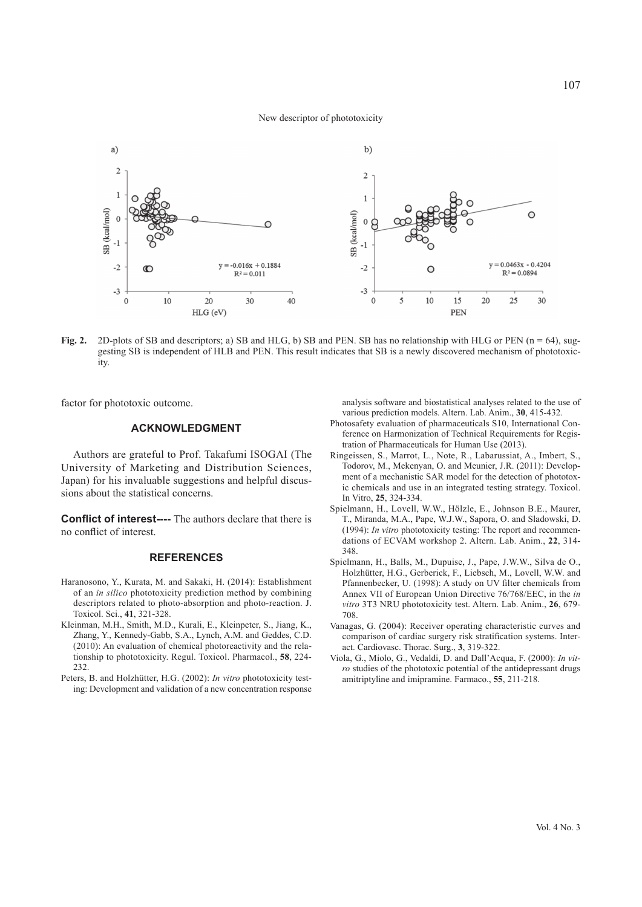a)

2
1
0
-1
-2
-3

SB (kcal/mol)

0 10 20 30 40

HLG (eV)

$y = -0.016x + 0.1884$
$R^2 = 0.011$

b)

2
1
0
-1
-2
-3

SB (kcal/mol)

0 5 10 15 20 25 30

PEN

$y = 0.0463x - 0.4204$
$R^2 = 0.0894$

**Fig. 2.** 2D-plots of SB and descriptors; a) SB and HLG, b) SB and PEN. SB has no relationship with HLG or PEN (n = 64), suggesting SB is independent of HLB and PEN. This result indicates that SB is a newly discovered mechanism of phototoxicity.

factor for phototoxic outcome.

## ACKNOWLEDGMENT

Authors are grateful to Prof. Takafumi ISOGAI (The University of Marketing and Distribution Sciences, Japan) for his invaluable suggestions and helpful discussions about the statistical concerns.

**Conflict of interest----** The authors declare that there is no conflict of interest.

## REFERENCES

Haranosono, Y., Kurata, M. and Sakaki, H. (2014): Establishment of an *in silico* phototoxicity prediction method by combining descriptors related to photo-absorption and photo-reaction. J. Toxicol. Sci., **41**, 321-328.

Kleinman, M.H., Smith, M.D., Kurali, E., Kleinpeter, S., Jiang, K., Zhang, Y., Kennedy-Gabb, S.A., Lynch, A.M. and Geddes, C.D. (2010): An evaluation of chemical photoreactivity and the relationship to phototoxicity. Regul. Toxicol. Pharmacol., **58**, 224-232.

Peters, B. and Holzhütter, H.G. (2002): *In vitro* phototoxicity testing: Development and validation of a new concentration response analysis software and biostatistical analyses related to the use of various prediction models. Altern. Lab. Anim., **30**, 415-432.

Photosafety evaluation of pharmaceuticals S10, International Conference on Harmonization of Technical Requirements for Registration of Pharmaceuticals for Human Use (2013).

Ringeissen, S., Marrot, L., Note, R., Labarussiat, A., Imbert, S., Todorov, M., Mekenyan, O. and Meunier, J.R. (2011): Development of a mechanistic SAR model for the detection of phototoxic chemicals and use in an integrated testing strategy. Toxicol. In Vitro, **25**, 324-334.

Spielmann, H., Lovell, W.W., Hölzle, E., Johnson B.E., Maurer, T., Miranda, M.A., Pape, W.J.W., Sapora, O. and Sladowski, D. (1994): *In vitro* phototoxicity testing: The report and recommendations of ECVAM workshop 2. Altern. Lab. Anim., **22**, 314-348.

Spielmann, H., Balls, M., Dupuise, J., Pape, J.W.W., Silva de O., Holzhütter, H.G., Gerberick, F., Liebsch, M., Lovell, W.W. and Pfannenbecker, U. (1998): A study on UV filter chemicals from Annex VII of European Union Directive 76/768/EEC, in the *in vitro* 3T3 NRU phototoxicity test. Altern. Lab. Anim., **26**, 679-708.

Vanagas, G. (2004): Receiver operating characteristic curves and comparison of cardiac surgery risk stratification systems. Interact. Cardiovasc. Thorac. Surg., **3**, 319-322.

Viola, G., Miolo, G., Vedaldi, D. and Dall'Acqua, F. (2000): *In vitro* studies of the phototoxic potential of the antidepressant drugs amitriptyline and imipramine. Farmaco., **55**, 211-218.